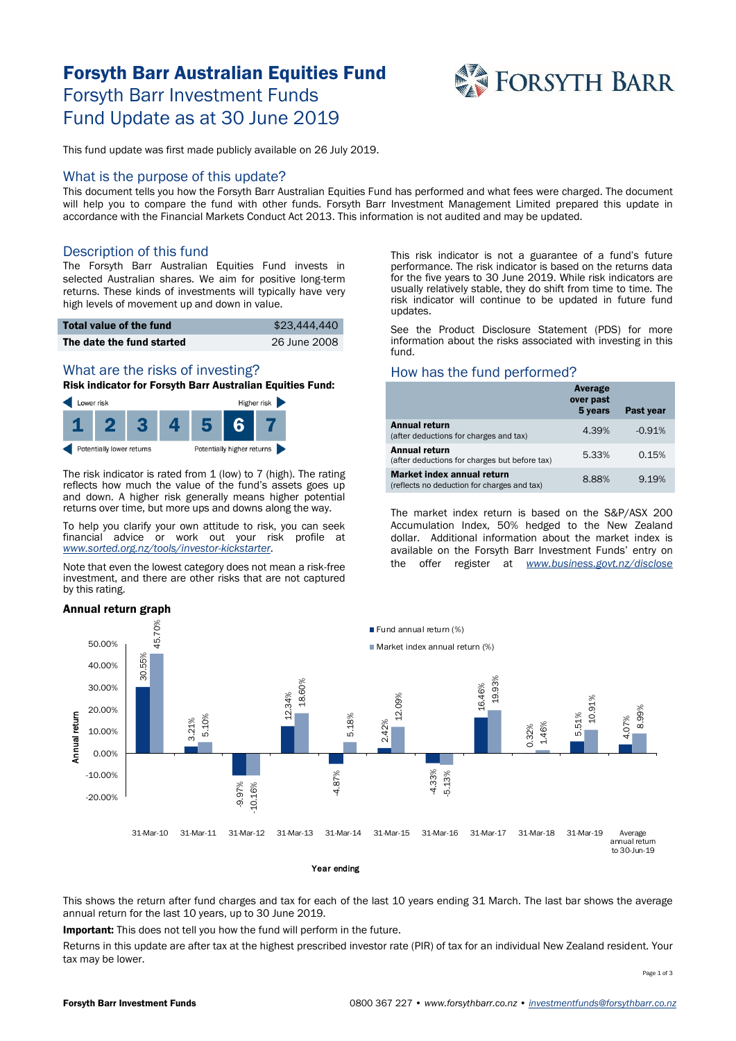# Forsyth Barr Australian Equities Fund

## Forsyth Barr Investment Funds

## Fund Update as at 30 June 2019

This fund update was first made publicly available on 26 July 2019.

## What is the purpose of this update?

This document tells you how the Forsyth Barr Australian Equities Fund has performed and what fees were charged. The document will help you to compare the fund with other funds. Forsyth Barr Investment Management Limited prepared this update in accordance with the Financial Markets Conduct Act 2013. This information is not audited and may be updated.

## Description of this fund

The Forsyth Barr Australian Equities Fund invests in selected Australian shares. We aim for positive long-term returns. These kinds of investments will typically have very high levels of movement up and down in value.

| | |
|---|---|
| **Total value of the fund** | $23,444,440 |
| **The date the fund started** | 26 June 2008 |

## What are the risks of investing?

**Risk indicator for Forsyth Barr Australian Equities Fund:**

| Lower risk | | | | | | Higher risk |
|---|---|---|---|---|---|---|
| 1 | 2 | 3 | 4 | 5 | **6** | 7 |
| Potentially lower returns | | | | | | Potentially higher returns |

The risk indicator is rated from 1 (low) to 7 (high). The rating reflects how much the value of the fund's assets goes up and down. A higher risk generally means higher potential returns over time, but more ups and downs along the way.

To help you clarify your own attitude to risk, you can seek financial advice or work out your risk profile at *www.sorted.org.nz/tools/investor-kickstarter*.

Note that even the lowest category does not mean a risk-free investment, and there are other risks that are not captured by this rating.

This risk indicator is not a guarantee of a fund's future performance. The risk indicator is based on the returns data for the five years to 30 June 2019. While risk indicators are usually relatively stable, they do shift from time to time. The risk indicator will continue to be updated in future fund updates.

See the Product Disclosure Statement (PDS) for more information about the risks associated with investing in this fund.

## How has the fund performed?

| | Average over past 5 years | Past year |
|---|---|---|
| **Annual return** (after deductions for charges and tax) | 4.39% | -0.91% |
| **Annual return** (after deductions for charges but before tax) | 5.33% | 0.15% |
| **Market index annual return** (reflects no deduction for charges and tax) | 8.88% | 9.19% |

The market index return is based on the S&P/ASX 200 Accumulation Index, 50% hedged to the New Zealand dollar. Additional information about the market index is available on the Forsyth Barr Investment Funds' entry on the offer register at *www.business.govt.nz/disclose*

### Annual return graph

| Year ending | Fund annual return (%) | Market index annual return (%) |
|---|---|---|
| 31-Mar-10 | 30.55% | 45.70% |
| 31-Mar-11 | 3.21% | 5.10% |
| 31-Mar-12 | -9.97% | -10.16% |
| 31-Mar-13 | 12.34% | 18.60% |
| 31-Mar-14 | -4.87% | 5.18% |
| 31-Mar-15 | 2.42% | 12.09% |
| 31-Mar-16 | -4.33% | -5.13% |
| 31-Mar-17 | 16.46% | 19.93% |
| 31-Mar-18 | 0.32% | 1.46% |
| 31-Mar-19 | 5.51% | 10.91% |
| Average annual return to 30-Jun-19 | 4.07% | 8.99% |

This shows the return after fund charges and tax for each of the last 10 years ending 31 March. The last bar shows the average annual return for the last 10 years, up to 30 June 2019.

**Important:** This does not tell you how the fund will perform in the future.

Returns in this update are after tax at the highest prescribed investor rate (PIR) of tax for an individual New Zealand resident. Your tax may be lower.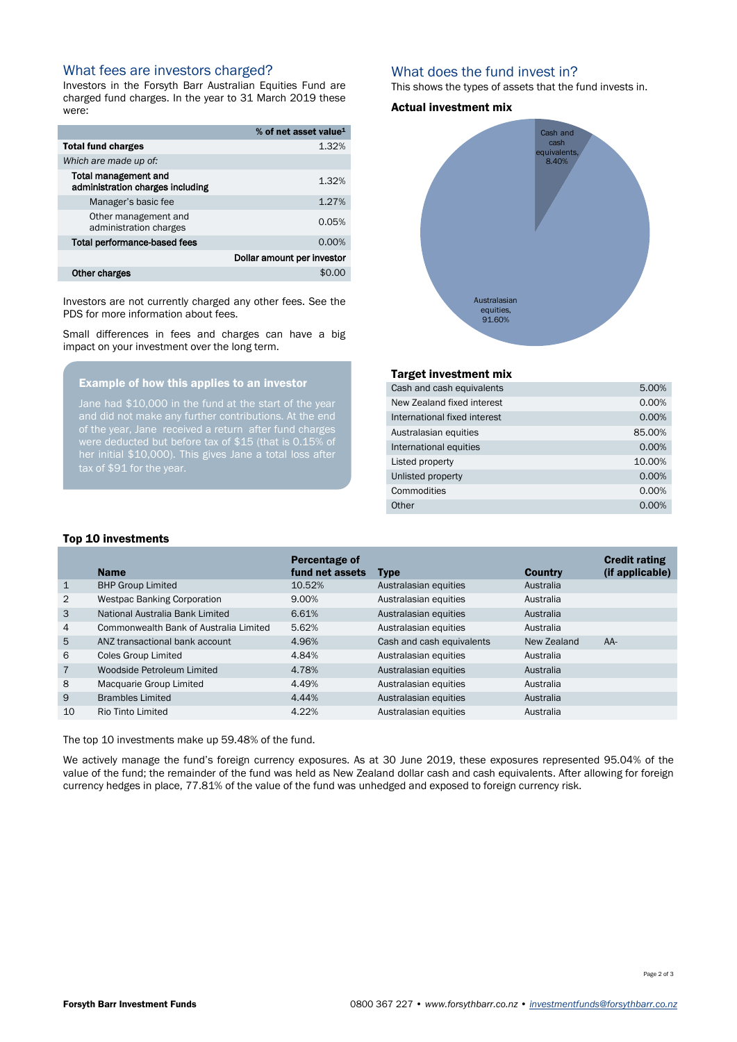## What fees are investors charged?

Investors in the Forsyth Barr Australian Equities Fund are charged fund charges. In the year to 31 March 2019 these were:

| | % of net asset value[1] |
|---|---|
| **Total fund charges** | 1.32% |
| *Which are made up of:* | |
| **Total management and administration charges including** | 1.32% |
| Manager's basic fee | 1.27% |
| Other management and administration charges | 0.05% |
| **Total performance-based fees** | 0.00% |
| | **Dollar amount per investor** |
| **Other charges** | $0.00 |

Investors are not currently charged any other fees. See the PDS for more information about fees.

Small differences in fees and charges can have a big impact on your investment over the long term.

### Example of how this applies to an investor

Jane had $10,000 in the fund at the start of the year and did not make any further contributions. At the end of the year, Jane received a return after fund charges were deducted but before tax of $15 (that is 0.15% of her initial $10,000). This gives Jane a total loss after tax of $91 for the year.

## What does the fund invest in?

This shows the types of assets that the fund invests in.

### Actual investment mix

Cash and cash equivalents, 8.40%

Australasian equities, 91.60%

### Target investment mix

| | |
|---|---|
| Cash and cash equivalents | 5.00% |
| New Zealand fixed interest | 0.00% |
| International fixed interest | 0.00% |
| Australasian equities | 85.00% |
| International equities | 0.00% |
| Listed property | 10.00% |
| Unlisted property | 0.00% |
| Commodities | 0.00% |
| Other | 0.00% |

### Top 10 investments

| | Name | Percentage of fund net assets | Type | Country | Credit rating (if applicable) |
|---|---|---|---|---|---|
| 1 | BHP Group Limited | 10.52% | Australasian equities | Australia | |
| 2 | Westpac Banking Corporation | 9.00% | Australasian equities | Australia | |
| 3 | National Australia Bank Limited | 6.61% | Australasian equities | Australia | |
| 4 | Commonwealth Bank of Australia Limited | 5.62% | Australasian equities | Australia | |
| 5 | ANZ transactional bank account | 4.96% | Cash and cash equivalents | New Zealand | AA- |
| 6 | Coles Group Limited | 4.84% | Australasian equities | Australia | |
| 7 | Woodside Petroleum Limited | 4.78% | Australasian equities | Australia | |
| 8 | Macquarie Group Limited | 4.49% | Australasian equities | Australia | |
| 9 | Brambles Limited | 4.44% | Australasian equities | Australia | |
| 10 | Rio Tinto Limited | 4.22% | Australasian equities | Australia | |

The top 10 investments make up 59.48% of the fund.

We actively manage the fund's foreign currency exposures. As at 30 June 2019, these exposures represented 95.04% of the value of the fund; the remainder of the fund was held as New Zealand dollar cash and cash equivalents. After allowing for foreign currency hedges in place, 77.81% of the value of the fund was unhedged and exposed to foreign currency risk.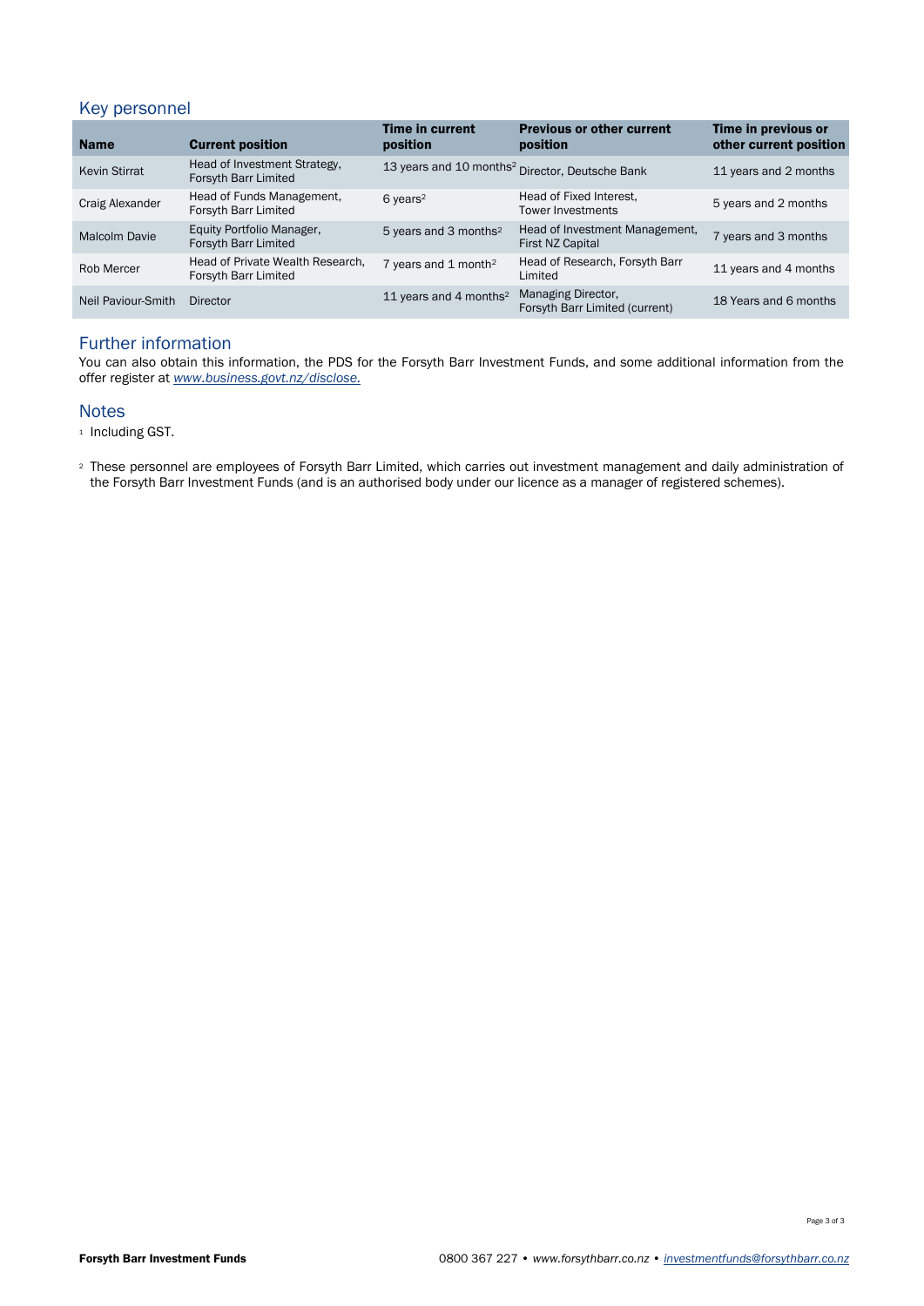## Key personnel

| Name | Current position | Time in current position | Previous or other current position | Time in previous or other current position |
|---|---|---|---|---|
| Kevin Stirrat | Head of Investment Strategy, Forsyth Barr Limited | 13 years and 10 months[2] | Director, Deutsche Bank | 11 years and 2 months |
| Craig Alexander | Head of Funds Management, Forsyth Barr Limited | 6 years[2] | Head of Fixed Interest, Tower Investments | 5 years and 2 months |
| Malcolm Davie | Equity Portfolio Manager, Forsyth Barr Limited | 5 years and 3 months[2] | Head of Investment Management, First NZ Capital | 7 years and 3 months |
| Rob Mercer | Head of Private Wealth Research, Forsyth Barr Limited | 7 years and 1 month[2] | Head of Research, Forsyth Barr Limited | 11 years and 4 months |
| Neil Paviour-Smith | Director | 11 years and 4 months[2] | Managing Director, Forsyth Barr Limited (current) | 18 Years and 6 months |

## Further information

You can also obtain this information, the PDS for the Forsyth Barr Investment Funds, and some additional information from the offer register at *www.business.govt.nz/disclose.*

## Notes

[1] Including GST.

[2] These personnel are employees of Forsyth Barr Limited, which carries out investment management and daily administration of the Forsyth Barr Investment Funds (and is an authorised body under our licence as a manager of registered schemes).